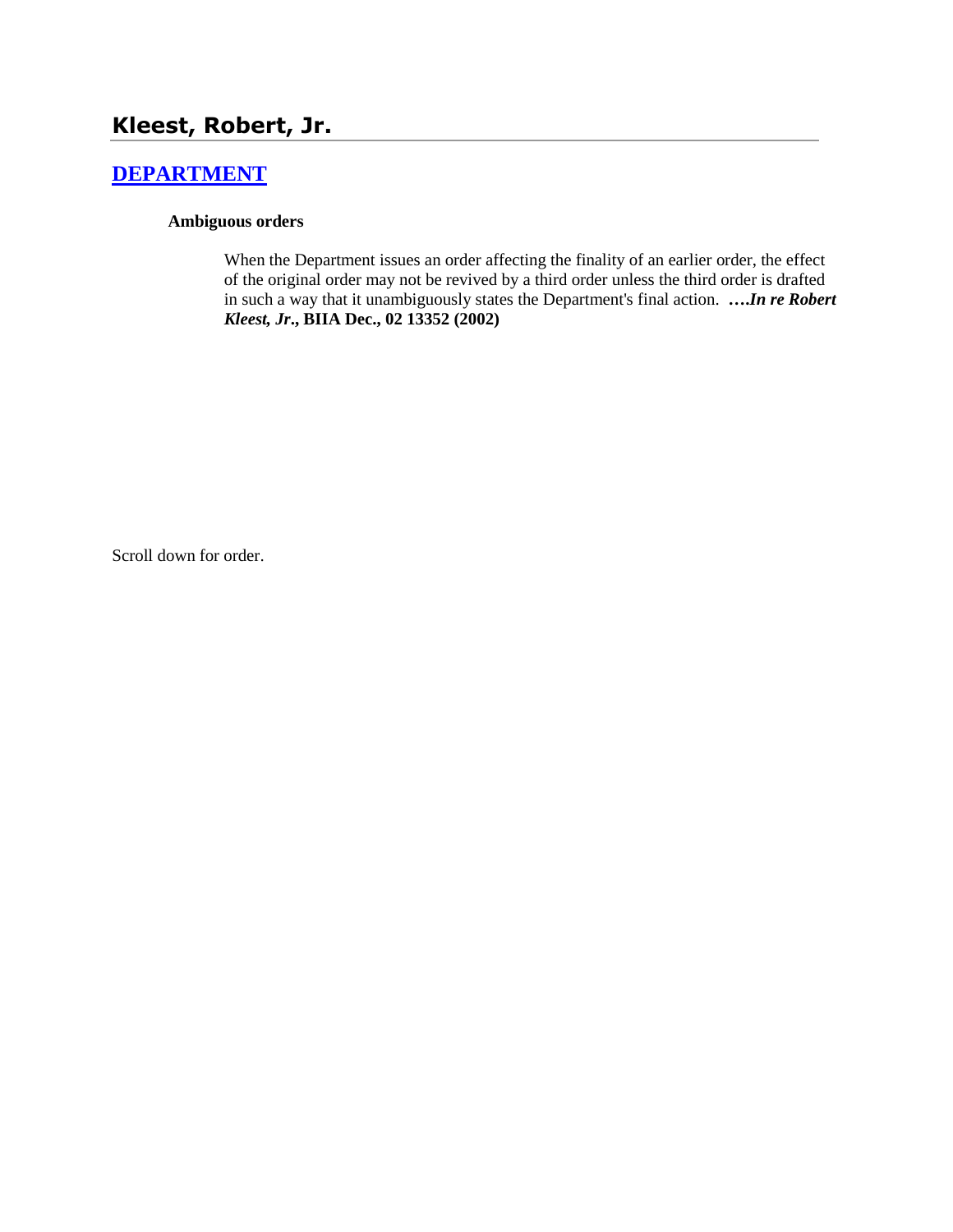## Kleest, Robert, Jr.

### [DEPARTMENT]

**Ambiguous orders**

When the Department issues an order affecting the finality of an earlier order, the effect of the original order may not be revived by a third order unless the third order is drafted in such a way that it unambiguously states the Department's final action. **….*In re Robert Kleest, Jr*., BIIA Dec., 02 13352 (2002)**

Scroll down for order.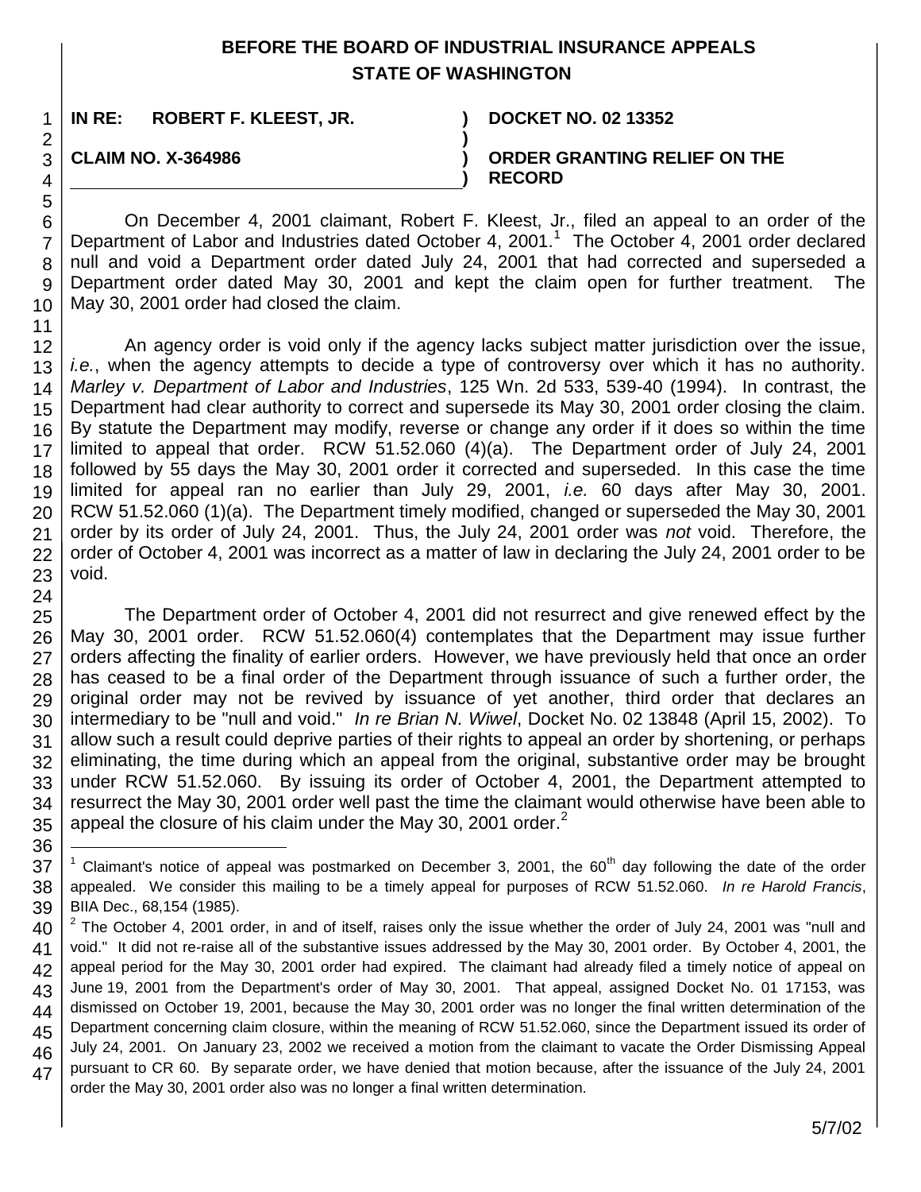**BEFORE THE BOARD OF INDUSTRIAL INSURANCE APPEALS**
**STATE OF WASHINGTON**

| | | |
|---|---|---|
| **IN RE: ROBERT F. KLEEST, JR.** | **)** | **DOCKET NO. 02 13352** |
| | **)** | |
| **CLAIM NO. X-364986** | **)** | **ORDER GRANTING RELIEF ON THE RECORD** |

On December 4, 2001 claimant, Robert F. Kleest, Jr., filed an appeal to an order of the Department of Labor and Industries dated October 4, 2001.[1] The October 4, 2001 order declared null and void a Department order dated July 24, 2001 that had corrected and superseded a Department order dated May 30, 2001 and kept the claim open for further treatment. The May 30, 2001 order had closed the claim.

An agency order is void only if the agency lacks subject matter jurisdiction over the issue, *i.e.*, when the agency attempts to decide a type of controversy over which it has no authority. *Marley v. Department of Labor and Industries*, 125 Wn. 2d 533, 539-40 (1994). In contrast, the Department had clear authority to correct and supersede its May 30, 2001 order closing the claim. By statute the Department may modify, reverse or change any order if it does so within the time limited to appeal that order. RCW 51.52.060 (4)(a). The Department order of July 24, 2001 followed by 55 days the May 30, 2001 order it corrected and superseded. In this case the time limited for appeal ran no earlier than July 29, 2001, *i.e.* 60 days after May 30, 2001. RCW 51.52.060 (1)(a). The Department timely modified, changed or superseded the May 30, 2001 order by its order of July 24, 2001. Thus, the July 24, 2001 order was *not* void. Therefore, the order of October 4, 2001 was incorrect as a matter of law in declaring the July 24, 2001 order to be void.

The Department order of October 4, 2001 did not resurrect and give renewed effect by the May 30, 2001 order. RCW 51.52.060(4) contemplates that the Department may issue further orders affecting the finality of earlier orders. However, we have previously held that once an order has ceased to be a final order of the Department through issuance of such a further order, the original order may not be revived by issuance of yet another, third order that declares an intermediary to be "null and void." *In re Brian N. Wiwel*, Docket No. 02 13848 (April 15, 2002). To allow such a result could deprive parties of their rights to appeal an order by shortening, or perhaps eliminating, the time during which an appeal from the original, substantive order may be brought under RCW 51.52.060. By issuing its order of October 4, 2001, the Department attempted to resurrect the May 30, 2001 order well past the time the claimant would otherwise have been able to appeal the closure of his claim under the May 30, 2001 order.[2]

---

[1] Claimant's notice of appeal was postmarked on December 3, 2001, the 60th day following the date of the order appealed. We consider this mailing to be a timely appeal for purposes of RCW 51.52.060. *In re Harold Francis*, BIIA Dec., 68,154 (1985).

[2] The October 4, 2001 order, in and of itself, raises only the issue whether the order of July 24, 2001 was "null and void." It did not re-raise all of the substantive issues addressed by the May 30, 2001 order. By October 4, 2001, the appeal period for the May 30, 2001 order had expired. The claimant had already filed a timely notice of appeal on June 19, 2001 from the Department's order of May 30, 2001. That appeal, assigned Docket No. 01 17153, was dismissed on October 19, 2001, because the May 30, 2001 order was no longer the final written determination of the Department concerning claim closure, within the meaning of RCW 51.52.060, since the Department issued its order of July 24, 2001. On January 23, 2002 we received a motion from the claimant to vacate the Order Dismissing Appeal pursuant to CR 60. By separate order, we have denied that motion because, after the issuance of the July 24, 2001 order the May 30, 2001 order also was no longer a final written determination.

5/7/02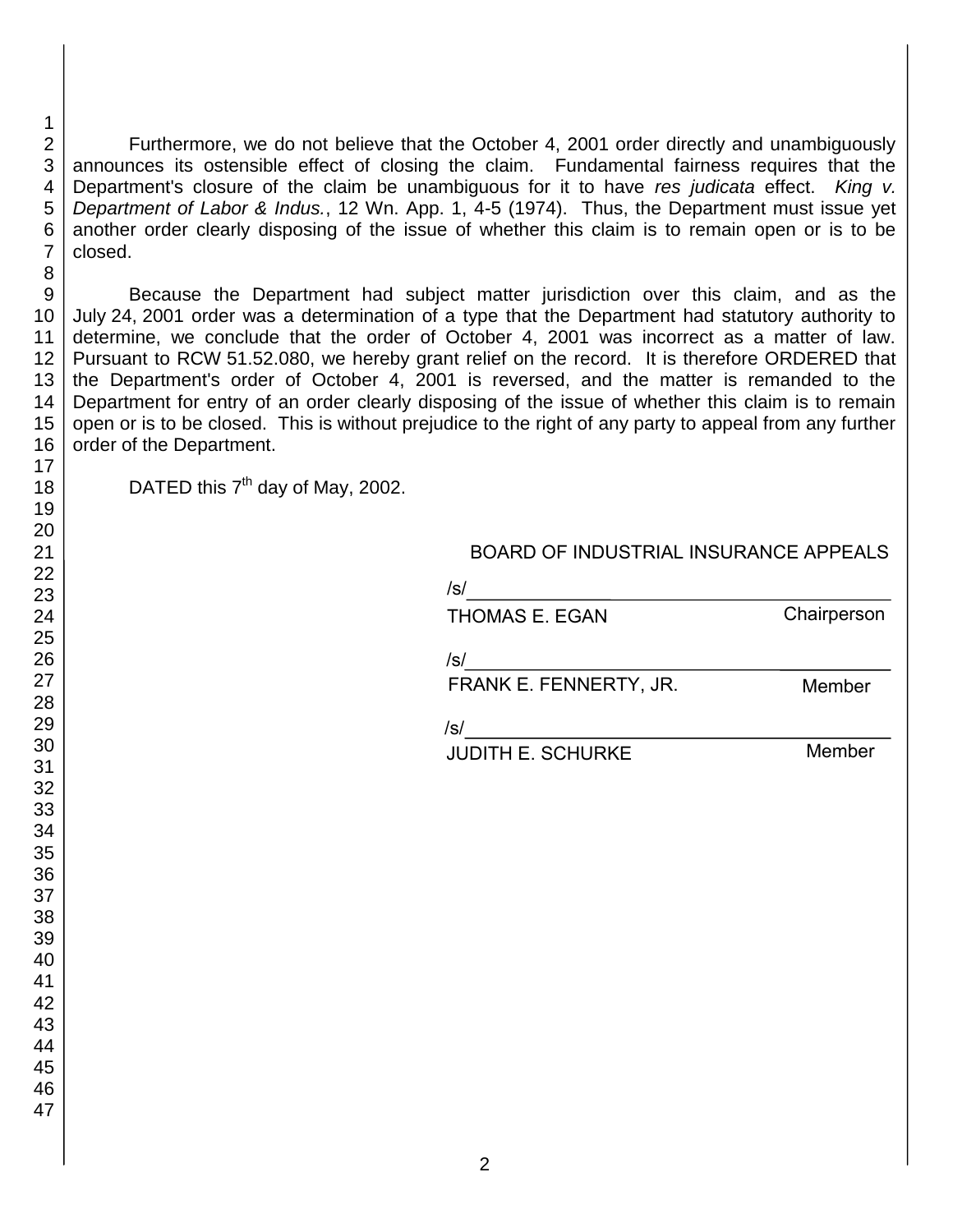Furthermore, we do not believe that the October 4, 2001 order directly and unambiguously announces its ostensible effect of closing the claim. Fundamental fairness requires that the Department's closure of the claim be unambiguous for it to have *res judicata* effect. *King v. Department of Labor & Indus.*, 12 Wn. App. 1, 4-5 (1974). Thus, the Department must issue yet another order clearly disposing of the issue of whether this claim is to remain open or is to be closed.

Because the Department had subject matter jurisdiction over this claim, and as the July 24, 2001 order was a determination of a type that the Department had statutory authority to determine, we conclude that the order of October 4, 2001 was incorrect as a matter of law. Pursuant to RCW 51.52.080, we hereby grant relief on the record. It is therefore ORDERED that the Department's order of October 4, 2001 is reversed, and the matter is remanded to the Department for entry of an order clearly disposing of the issue of whether this claim is to remain open or is to be closed. This is without prejudice to the right of any party to appeal from any further order of the Department.

DATED this 7th day of May, 2002.

BOARD OF INDUSTRIAL INSURANCE APPEALS

/s/
THOMAS E. EGAN — Chairperson

/s/
FRANK E. FENNERTY, JR. — Member

/s/
JUDITH E. SCHURKE — Member